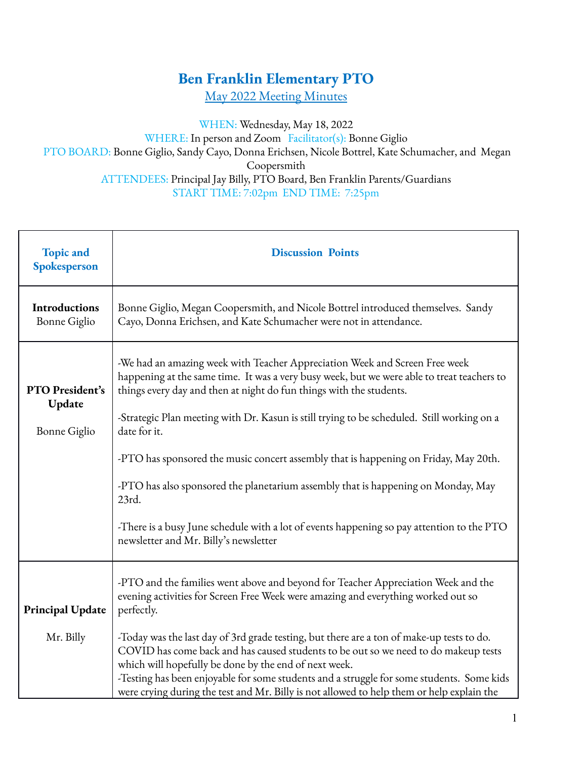# Ben Franklin Elementary PTO

## May 2022 Meeting Minutes

WHEN: Wednesday, May 18, 2022
WHERE: In person and Zoom Facilitator(s): Bonne Giglio
PTO BOARD: Bonne Giglio, Sandy Cayo, Donna Erichsen, Nicole Bottrel, Kate Schumacher, and Megan Coopersmith
ATTENDEES: Principal Jay Billy, PTO Board, Ben Franklin Parents/Guardians
START TIME: 7:02pm END TIME: 7:25pm

| Topic and Spokesperson | Discussion Points |
|---|---|
| **Introductions** Bonne Giglio | Bonne Giglio, Megan Coopersmith, and Nicole Bottrel introduced themselves. Sandy Cayo, Donna Erichsen, and Kate Schumacher were not in attendance. |
| **PTO President's Update** Bonne Giglio | -We had an amazing week with Teacher Appreciation Week and Screen Free week happening at the same time. It was a very busy week, but we were able to treat teachers to things every day and then at night do fun things with the students.<br><br>-Strategic Plan meeting with Dr. Kasun is still trying to be scheduled. Still working on a date for it.<br><br>-PTO has sponsored the music concert assembly that is happening on Friday, May 20th.<br><br>-PTO has also sponsored the planetarium assembly that is happening on Monday, May 23rd.<br><br>-There is a busy June schedule with a lot of events happening so pay attention to the PTO newsletter and Mr. Billy's newsletter |
| **Principal Update** Mr. Billy | -PTO and the families went above and beyond for Teacher Appreciation Week and the evening activities for Screen Free Week were amazing and everything worked out so perfectly.<br><br>-Today was the last day of 3rd grade testing, but there are a ton of make-up tests to do. COVID has come back and has caused students to be out so we need to do makeup tests which will hopefully be done by the end of next week.<br>-Testing has been enjoyable for some students and a struggle for some students. Some kids were crying during the test and Mr. Billy is not allowed to help them or help explain the |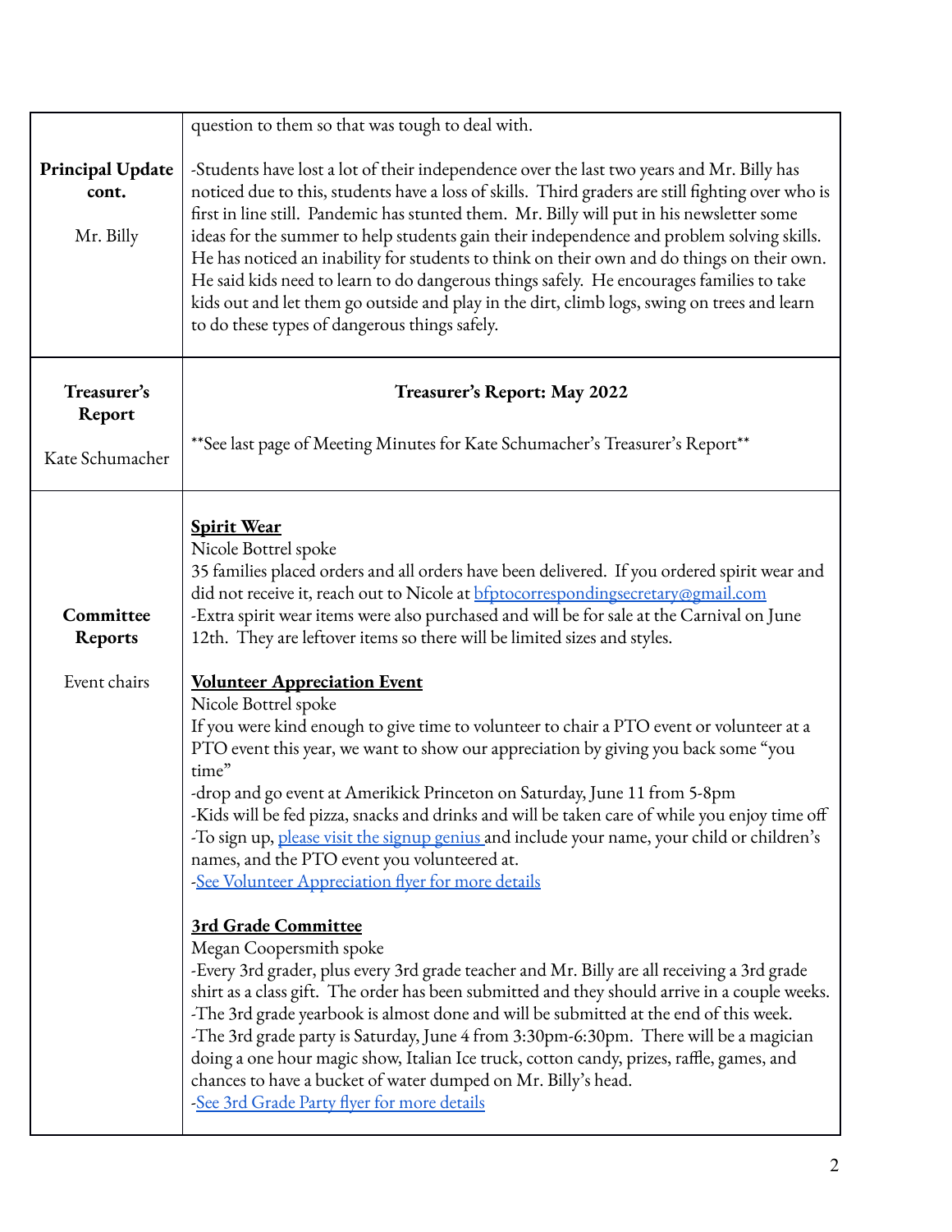| | |
|---|---|
| **Principal Update cont.**<br><br>Mr. Billy | question to them so that was tough to deal with.<br><br>-Students have lost a lot of their independence over the last two years and Mr. Billy has noticed due to this, students have a loss of skills. Third graders are still fighting over who is first in line still. Pandemic has stunted them. Mr. Billy will put in his newsletter some ideas for the summer to help students gain their independence and problem solving skills. He has noticed an inability for students to think on their own and do things on their own. He said kids need to learn to do dangerous things safely. He encourages families to take kids out and let them go outside and play in the dirt, climb logs, swing on trees and learn to do these types of dangerous things safely. |
| **Treasurer's Report**<br><br>Kate Schumacher | **Treasurer's Report: May 2022**<br><br>**See last page of Meeting Minutes for Kate Schumacher's Treasurer's Report** |
| **Committee Reports**<br><br>Event chairs | **<u>Spirit Wear</u>**<br>Nicole Bottrel spoke<br>35 families placed orders and all orders have been delivered. If you ordered spirit wear and did not receive it, reach out to Nicole at bfptocorrespondingsecretary@gmail.com<br>-Extra spirit wear items were also purchased and will be for sale at the Carnival on June 12th. They are leftover items so there will be limited sizes and styles.<br><br>**<u>Volunteer Appreciation Event</u>**<br>Nicole Bottrel spoke<br>If you were kind enough to give time to volunteer to chair a PTO event or volunteer at a PTO event this year, we want to show our appreciation by giving you back some "you time"<br>-drop and go event at Amerikick Princeton on Saturday, June 11 from 5-8pm<br>-Kids will be fed pizza, snacks and drinks and will be taken care of while you enjoy time off<br>-To sign up, please visit the signup genius and include your name, your child or children's names, and the PTO event you volunteered at.<br>-See Volunteer Appreciation flyer for more details<br><br>**<u>3rd Grade Committee</u>**<br>Megan Coopersmith spoke<br>-Every 3rd grader, plus every 3rd grade teacher and Mr. Billy are all receiving a 3rd grade shirt as a class gift. The order has been submitted and they should arrive in a couple weeks.<br>-The 3rd grade yearbook is almost done and will be submitted at the end of this week.<br>-The 3rd grade party is Saturday, June 4 from 3:30pm-6:30pm. There will be a magician doing a one hour magic show, Italian Ice truck, cotton candy, prizes, raffle, games, and chances to have a bucket of water dumped on Mr. Billy's head.<br>-See 3rd Grade Party flyer for more details |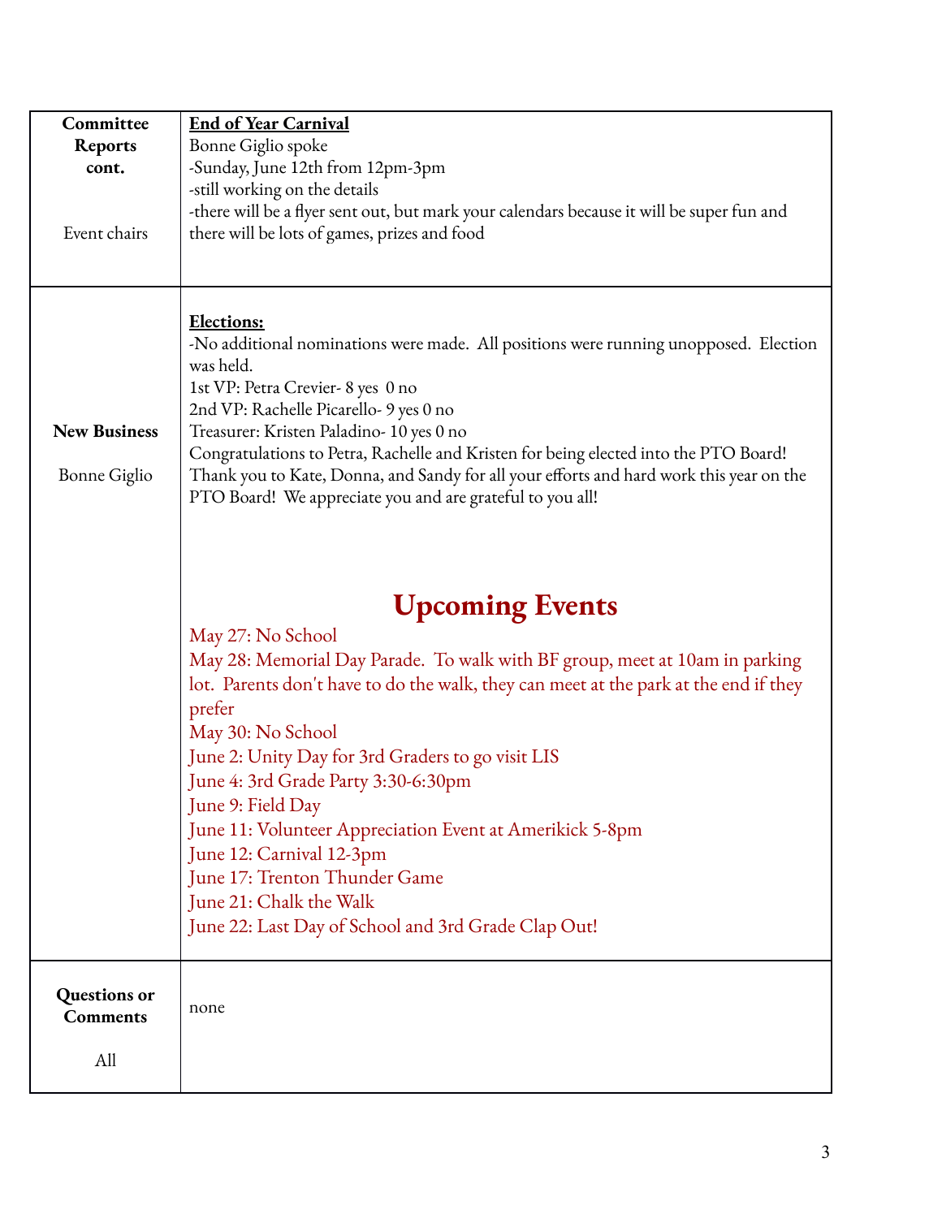| | |
|---|---|
| **Committee Reports cont.**<br><br>Event chairs | **<u>End of Year Carnival</u>**<br>Bonne Giglio spoke<br>-Sunday, June 12th from 12pm-3pm<br>-still working on the details<br>-there will be a flyer sent out, but mark your calendars because it will be super fun and there will be lots of games, prizes and food |
| **New Business**<br><br>Bonne Giglio | **<u>Elections:</u>**<br>-No additional nominations were made. All positions were running unopposed. Election was held.<br>1st VP: Petra Crevier- 8 yes 0 no<br>2nd VP: Rachelle Picarello- 9 yes 0 no<br>Treasurer: Kristen Paladino- 10 yes 0 no<br>Congratulations to Petra, Rachelle and Kristen for being elected into the PTO Board!<br>Thank you to Kate, Donna, and Sandy for all your efforts and hard work this year on the PTO Board! We appreciate you and are grateful to you all!<br><br>**Upcoming Events**<br>May 27: No School<br>May 28: Memorial Day Parade. To walk with BF group, meet at 10am in parking lot. Parents don't have to do the walk, they can meet at the park at the end if they prefer<br>May 30: No School<br>June 2: Unity Day for 3rd Graders to go visit LIS<br>June 4: 3rd Grade Party 3:30-6:30pm<br>June 9: Field Day<br>June 11: Volunteer Appreciation Event at Amerikick 5-8pm<br>June 12: Carnival 12-3pm<br>June 17: Trenton Thunder Game<br>June 21: Chalk the Walk<br>June 22: Last Day of School and 3rd Grade Clap Out! |
| **Questions or Comments**<br><br>All | none |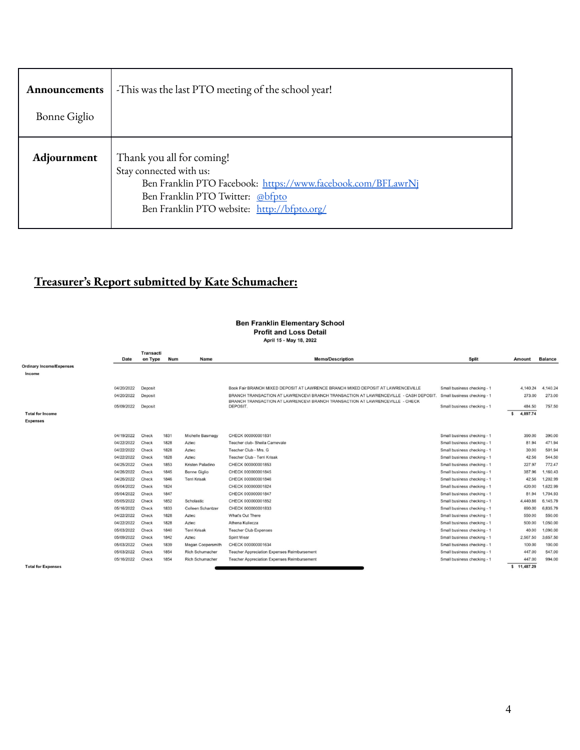| | |
|---|---|
| **Announcements**<br><br>Bonne Giglio | -This was the last PTO meeting of the school year! |
| **Adjournment** | Thank you all for coming!<br>Stay connected with us:<br>Ben Franklin PTO Facebook: https://www.facebook.com/BFLawrNj<br>Ben Franklin PTO Twitter: @bfpto<br>Ben Franklin PTO website: http://bfpto.org/ |

## Treasurer's Report submitted by Kate Schumacher:

**Ben Franklin Elementary School**
**Profit and Loss Detail**
April 15 - May 18, 2022

| | Date | Transaction Type | Num | Name | Memo/Description | Split | Amount | Balance |
|---|---|---|---|---|---|---|---|---|
| **Ordinary Income/Expenses** | | | | | | | | |
| **Income** | | | | | | | | |
| | 04/20/2022 | Deposit | | | Book Fair BRANCH MIXED DEPOSIT AT LAWRENCE BRANCH MIXED DEPOSIT AT LAWRENCEVILLE | Small business checking - 1 | 4,140.24 | 4,140.24 |
| | 04/20/2022 | Deposit | | | BRANCH TRANSACTION AT LAWRENCEVI BRANCH TRANSACTION AT LAWRENCEVILLE - CASH DEPOSIT. | Small business checking - 1 | 273.00 | 273.00 |
| | 05/09/2022 | Deposit | | | BRANCH TRANSACTION AT LAWRENCEVI BRANCH TRANSACTION AT LAWRENCEVILLE - CHECK DEPOSIT. | Small business checking - 1 | 484.50 | 757.50 |
| **Total for Income** | | | | | | | $ 4,897.74 | |
| **Expenses** | | | | | | | | |
| | 04/19/2022 | Check | 1831 | Michelle Basmagy | CHECK 000000001831 | Small business checking - 1 | 390.00 | 390.00 |
| | 04/22/2022 | Check | 1828 | Aztec | Teacher club- Sheila Carnevale | Small business checking - 1 | 81.94 | 471.94 |
| | 04/22/2022 | Check | 1828 | Aztec | Teacher Club - Mrs. G | Small business checking - 1 | 30.00 | 501.94 |
| | 04/22/2022 | Check | 1828 | Aztec | Teacher Club - Terri Krisak | Small business checking - 1 | 42.56 | 544.50 |
| | 04/25/2022 | Check | 1853 | Kristen Paladino | CHECK 000000001853 | Small business checking - 1 | 227.97 | 772.47 |
| | 04/26/2022 | Check | 1845 | Bonne Giglio | CHECK 000000001845 | Small business checking - 1 | 387.96 | 1,160.43 |
| | 04/26/2022 | Check | 1846 | Terri Krisak | CHECK 000000001846 | Small business checking - 1 | 42.56 | 1,202.99 |
| | 05/04/2022 | Check | 1824 | | CHECK 000000001824 | Small business checking - 1 | 420.00 | 1,622.99 |
| | 05/04/2022 | Check | 1847 | | CHECK 000000001847 | Small business checking - 1 | 81.94 | 1,704.93 |
| | 05/05/2022 | Check | 1852 | Scholastic | CHECK 000000001852 | Small business checking - 1 | 4,440.86 | 6,145.79 |
| | 05/16/2022 | Check | 1833 | Colleen Schantzer | CHECK 000000001833 | Small business checking - 1 | 690.00 | 6,835.79 |
| | 04/22/2022 | Check | 1828 | Aztec | What's Out There | Small business checking - 1 | 550.00 | 550.00 |
| | 04/22/2022 | Check | 1828 | Aztec | Athena Kuliecza | Small business checking - 1 | 500.00 | 1,050.00 |
| | 05/03/2022 | Check | 1840 | Terri Krisak | Teacher Club Expenses | Small business checking - 1 | 40.00 | 1,090.00 |
| | 05/09/2022 | Check | 1842 | Aztec | Spirit Wear | Small business checking - 1 | 2,567.50 | 3,657.50 |
| | 05/03/2022 | Check | 1839 | Megan Coopersmith | CHECK 000000001634 | Small business checking - 1 | 100.00 | 100.00 |
| | 05/03/2022 | Check | 1854 | Rich Schumacher | Teacher Appreciation Expenses Reimbursement | Small business checking - 1 | 447.00 | 547.00 |
| | 05/16/2022 | Check | 1854 | Rich Schumacher | Teacher Appreciation Expenses Reimbursement | Small business checking - 1 | 447.00 | 994.00 |
| **Total for Expenses** | | | | | | | $ 11,487.29 | |